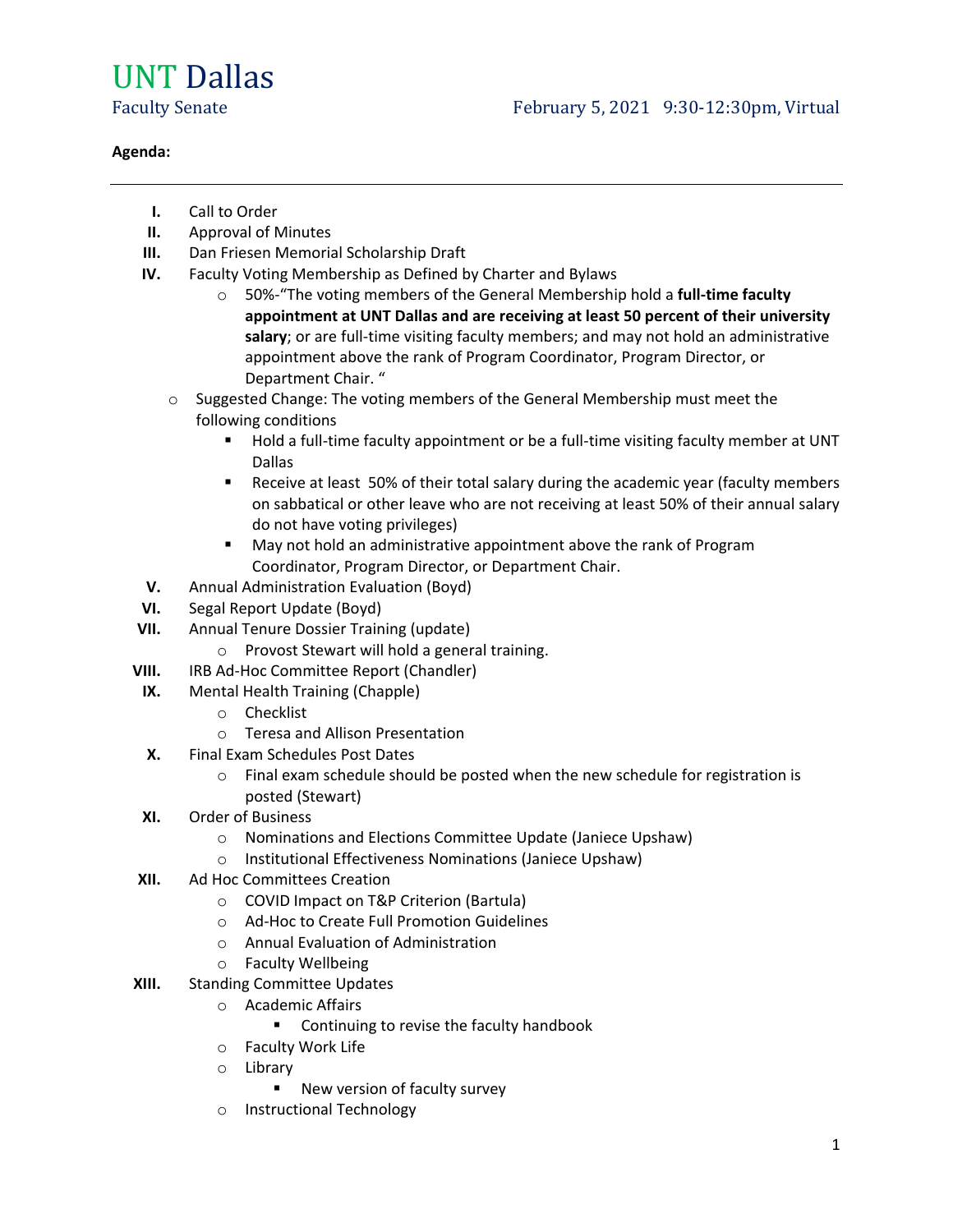# UNT Dallas

Faculty Senate

February 5, 2021 9:30-12:30pm, Virtual

**Agenda:**

---

I. Call to Order
II. Approval of Minutes
III. Dan Friesen Memorial Scholarship Draft
IV. Faculty Voting Membership as Defined by Charter and Bylaws
   - 50%-"The voting members of the General Membership hold a **full-time faculty appointment at UNT Dallas and are receiving at least 50 percent of their university salary**; or are full-time visiting faculty members; and may not hold an administrative appointment above the rank of Program Coordinator, Program Director, or Department Chair. "
   - Suggested Change: The voting members of the General Membership must meet the following conditions
     - Hold a full-time faculty appointment or be a full-time visiting faculty member at UNT Dallas
     - Receive at least 50% of their total salary during the academic year (faculty members on sabbatical or other leave who are not receiving at least 50% of their annual salary do not have voting privileges)
     - May not hold an administrative appointment above the rank of Program Coordinator, Program Director, or Department Chair.

V. Annual Administration Evaluation (Boyd)
VI. Segal Report Update (Boyd)
VII. Annual Tenure Dossier Training (update)
   - Provost Stewart will hold a general training.

VIII. IRB Ad-Hoc Committee Report (Chandler)
IX. Mental Health Training (Chapple)
   - Checklist
   - Teresa and Allison Presentation

X. Final Exam Schedules Post Dates
   - Final exam schedule should be posted when the new schedule for registration is posted (Stewart)

XI. Order of Business
   - Nominations and Elections Committee Update (Janiece Upshaw)
   - Institutional Effectiveness Nominations (Janiece Upshaw)

XII. Ad Hoc Committees Creation
   - COVID Impact on T&P Criterion (Bartula)
   - Ad-Hoc to Create Full Promotion Guidelines
   - Annual Evaluation of Administration
   - Faculty Wellbeing

XIII. Standing Committee Updates
   - Academic Affairs
     - Continuing to revise the faculty handbook
   - Faculty Work Life
   - Library
     - New version of faculty survey
   - Instructional Technology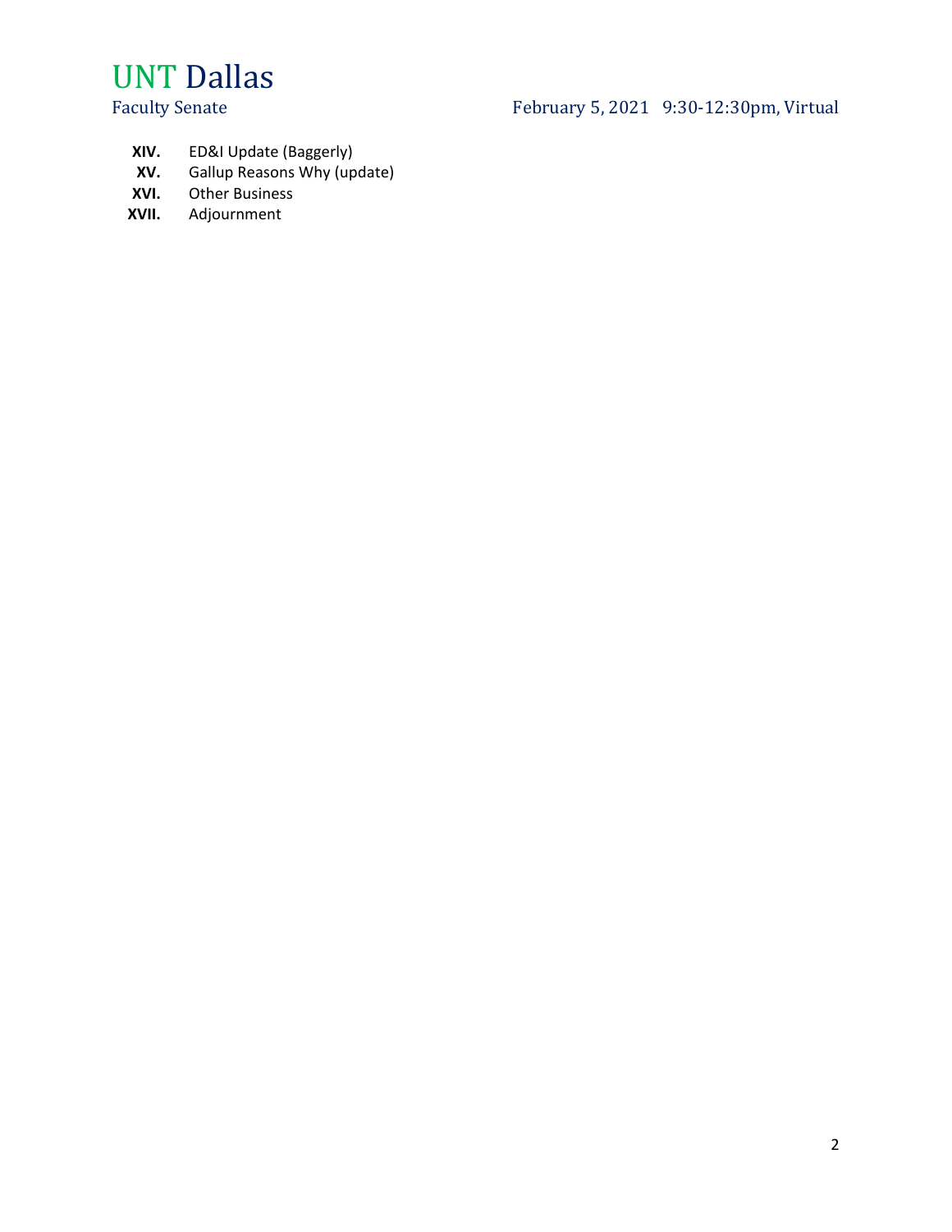XIV. ED&I Update (Baggerly)
XV. Gallup Reasons Why (update)
XVI. Other Business
XVII. Adjournment